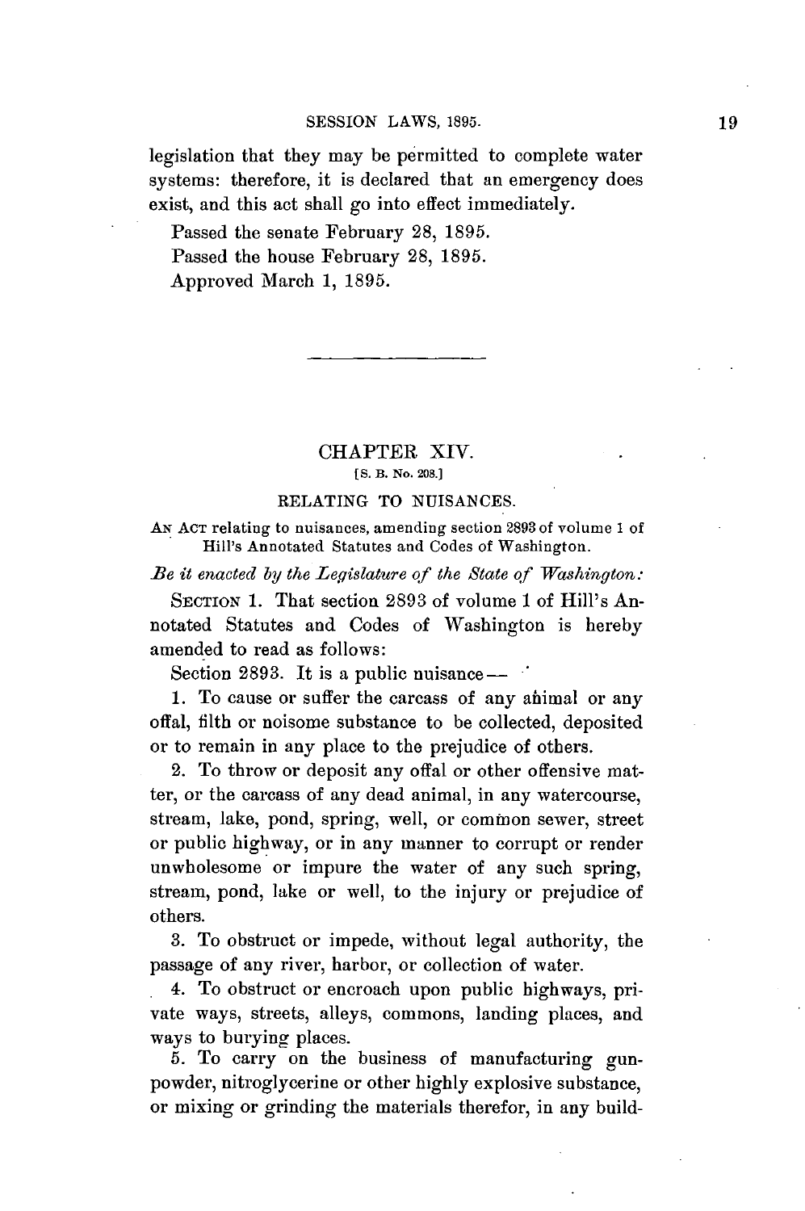legislation that they may be permitted to complete water systems: therefore, it is declared that an emergency does exist, and this act shall go into effect immediately.

Passed the senate February 28, 1895.

Passed the house February 28, 1895.

Approved March 1, 1895.

---

## CHAPTER XIV.

[S. B. No. 208.]

### RELATING TO NUISANCES.

AN ACT relating to nuisances, amending section 2893 of volume 1 of Hill's Annotated Statutes and Codes of Washington.

*Be it enacted by the Legislature of the State of Washington:*

SECTION 1. That section 2893 of volume 1 of Hill's Annotated Statutes and Codes of Washington is hereby amended to read as follows:

Section 2893. It is a public nuisance—

1. To cause or suffer the carcass of any animal or any offal, filth or noisome substance to be collected, deposited or to remain in any place to the prejudice of others.

2. To throw or deposit any offal or other offensive matter, or the carcass of any dead animal, in any watercourse, stream, lake, pond, spring, well, or common sewer, street or public highway, or in any manner to corrupt or render unwholesome or impure the water of any such spring, stream, pond, lake or well, to the injury or prejudice of others.

3. To obstruct or impede, without legal authority, the passage of any river, harbor, or collection of water.

4. To obstruct or encroach upon public highways, private ways, streets, alleys, commons, landing places, and ways to burying places.

5. To carry on the business of manufacturing gunpowder, nitroglycerine or other highly explosive substance, or mixing or grinding the materials therefor, in any build-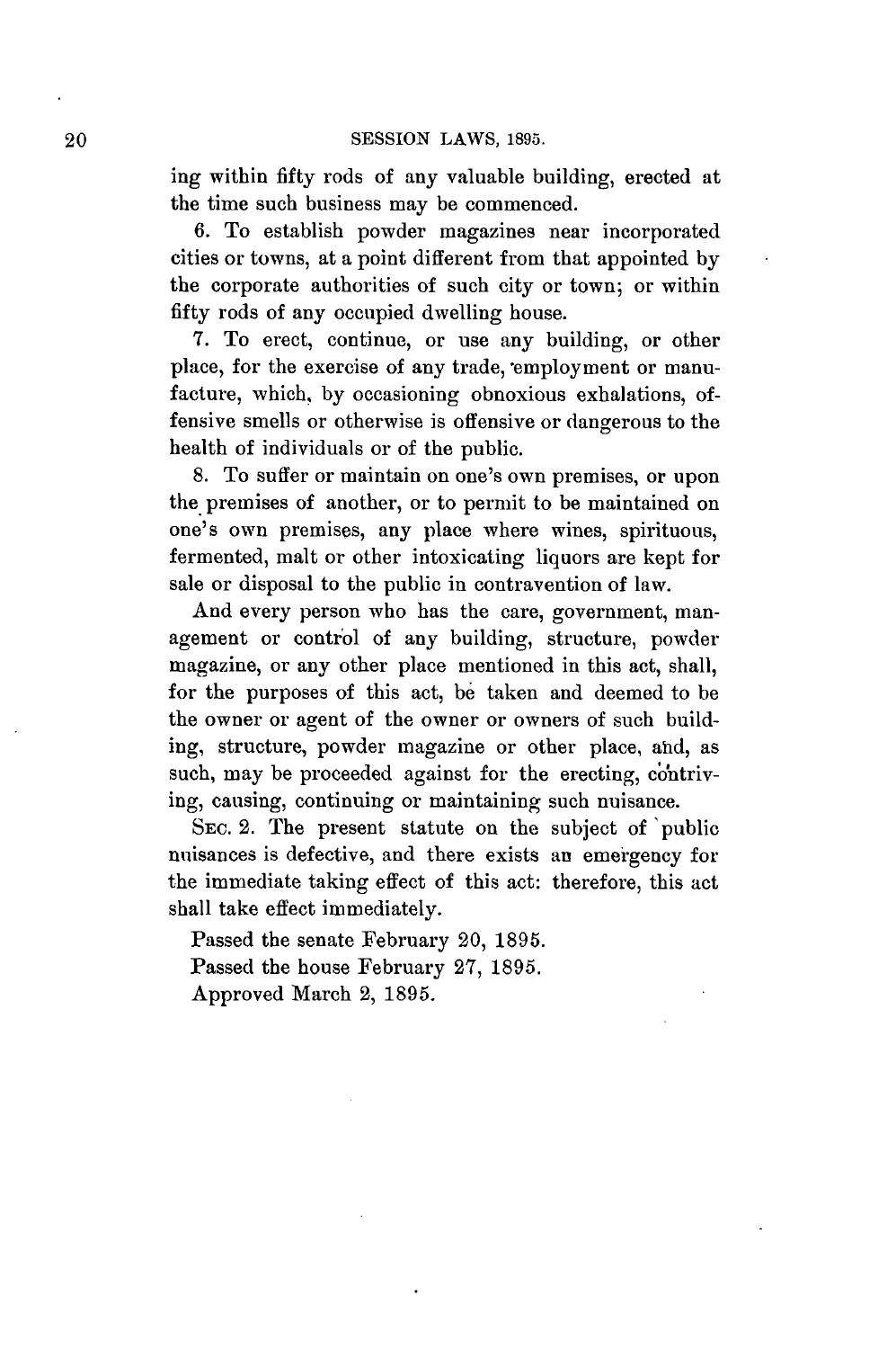ing within fifty rods of any valuable building, erected at the time such business may be commenced.

6. To establish powder magazines near incorporated cities or towns, at a point different from that appointed by the corporate authorities of such city or town; or within fifty rods of any occupied dwelling house.

7. To erect, continue, or use any building, or other place, for the exercise of any trade, employment or manufacture, which, by occasioning obnoxious exhalations, offensive smells or otherwise is offensive or dangerous to the health of individuals or of the public.

8. To suffer or maintain on one's own premises, or upon the premises of another, or to permit to be maintained on one's own premises, any place where wines, spirituous, fermented, malt or other intoxicating liquors are kept for sale or disposal to the public in contravention of law.

And every person who has the care, government, management or control of any building, structure, powder magazine, or any other place mentioned in this act, shall, for the purposes of this act, be taken and deemed to be the owner or agent of the owner or owners of such building, structure, powder magazine or other place, and, as such, may be proceeded against for the erecting, contriving, causing, continuing or maintaining such nuisance.

SEC. 2. The present statute on the subject of public nuisances is defective, and there exists an emergency for the immediate taking effect of this act: therefore, this act shall take effect immediately.

Passed the senate February 20, 1895.
Passed the house February 27, 1895.
Approved March 2, 1895.